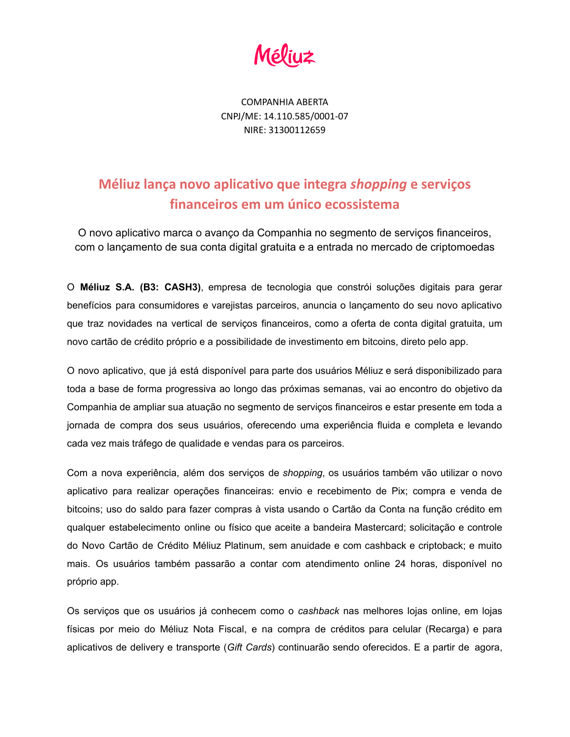Méliuz

COMPANHIA ABERTA
CNPJ/ME: 14.110.585/0001-07
NIRE: 31300112659

# Méliuz lança novo aplicativo que integra *shopping* e serviços financeiros em um único ecossistema

O novo aplicativo marca o avanço da Companhia no segmento de serviços financeiros, com o lançamento de sua conta digital gratuita e a entrada no mercado de criptomoedas

O **Méliuz S.A. (B3: CASH3)**, empresa de tecnologia que constrói soluções digitais para gerar benefícios para consumidores e varejistas parceiros, anuncia o lançamento do seu novo aplicativo que traz novidades na vertical de serviços financeiros, como a oferta de conta digital gratuita, um novo cartão de crédito próprio e a possibilidade de investimento em bitcoins, direto pelo app.

O novo aplicativo, que já está disponível para parte dos usuários Méliuz e será disponibilizado para toda a base de forma progressiva ao longo das próximas semanas, vai ao encontro do objetivo da Companhia de ampliar sua atuação no segmento de serviços financeiros e estar presente em toda a jornada de compra dos seus usuários, oferecendo uma experiência fluida e completa e levando cada vez mais tráfego de qualidade e vendas para os parceiros.

Com a nova experiência, além dos serviços de *shopping*, os usuários também vão utilizar o novo aplicativo para realizar operações financeiras: envio e recebimento de Pix; compra e venda de bitcoins; uso do saldo para fazer compras à vista usando o Cartão da Conta na função crédito em qualquer estabelecimento online ou físico que aceite a bandeira Mastercard; solicitação e controle do Novo Cartão de Crédito Méliuz Platinum, sem anuidade e com cashback e criptoback; e muito mais. Os usuários também passarão a contar com atendimento online 24 horas, disponível no próprio app.

Os serviços que os usuários já conhecem como o *cashback* nas melhores lojas online, em lojas físicas por meio do Méliuz Nota Fiscal, e na compra de créditos para celular (Recarga) e para aplicativos de delivery e transporte (*Gift Cards*) continuarão sendo oferecidos. E a partir de agora,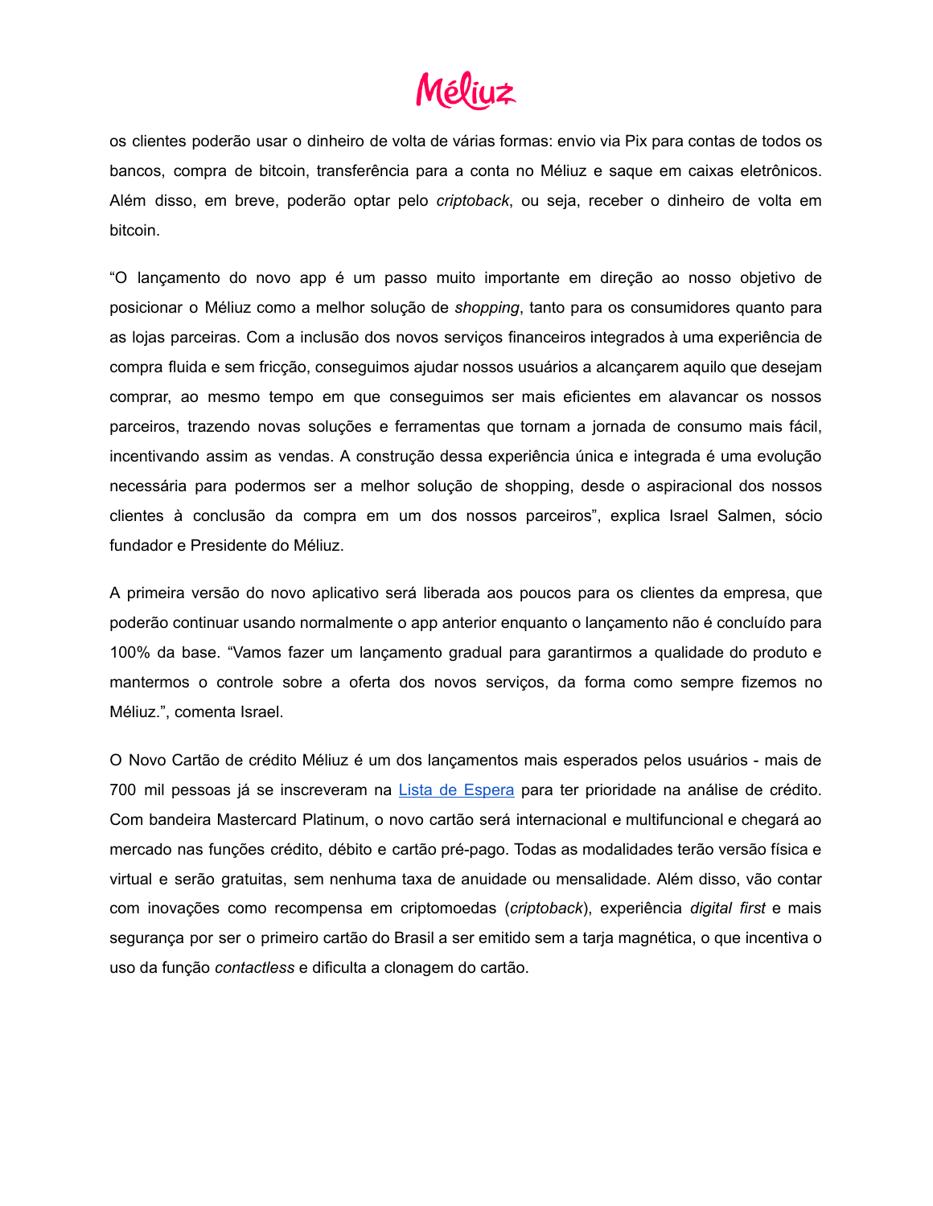os clientes poderão usar o dinheiro de volta de várias formas: envio via Pix para contas de todos os bancos, compra de bitcoin, transferência para a conta no Méliuz e saque em caixas eletrônicos. Além disso, em breve, poderão optar pelo *criptoback*, ou seja, receber o dinheiro de volta em bitcoin.

"O lançamento do novo app é um passo muito importante em direção ao nosso objetivo de posicionar o Méliuz como a melhor solução de *shopping*, tanto para os consumidores quanto para as lojas parceiras. Com a inclusão dos novos serviços financeiros integrados à uma experiência de compra fluida e sem fricção, conseguimos ajudar nossos usuários a alcançarem aquilo que desejam comprar, ao mesmo tempo em que conseguimos ser mais eficientes em alavancar os nossos parceiros, trazendo novas soluções e ferramentas que tornam a jornada de consumo mais fácil, incentivando assim as vendas. A construção dessa experiência única e integrada é uma evolução necessária para podermos ser a melhor solução de shopping, desde o aspiracional dos nossos clientes à conclusão da compra em um dos nossos parceiros", explica Israel Salmen, sócio fundador e Presidente do Méliuz.

A primeira versão do novo aplicativo será liberada aos poucos para os clientes da empresa, que poderão continuar usando normalmente o app anterior enquanto o lançamento não é concluído para 100% da base. "Vamos fazer um lançamento gradual para garantirmos a qualidade do produto e mantermos o controle sobre a oferta dos novos serviços, da forma como sempre fizemos no Méliuz.", comenta Israel.

O Novo Cartão de crédito Méliuz é um dos lançamentos mais esperados pelos usuários - mais de 700 mil pessoas já se inscreveram na Lista de Espera para ter prioridade na análise de crédito. Com bandeira Mastercard Platinum, o novo cartão será internacional e multifuncional e chegará ao mercado nas funções crédito, débito e cartão pré-pago. Todas as modalidades terão versão física e virtual e serão gratuitas, sem nenhuma taxa de anuidade ou mensalidade. Além disso, vão contar com inovações como recompensa em criptomoedas (*criptoback*), experiência *digital first* e mais segurança por ser o primeiro cartão do Brasil a ser emitido sem a tarja magnética, o que incentiva o uso da função *contactless* e dificulta a clonagem do cartão.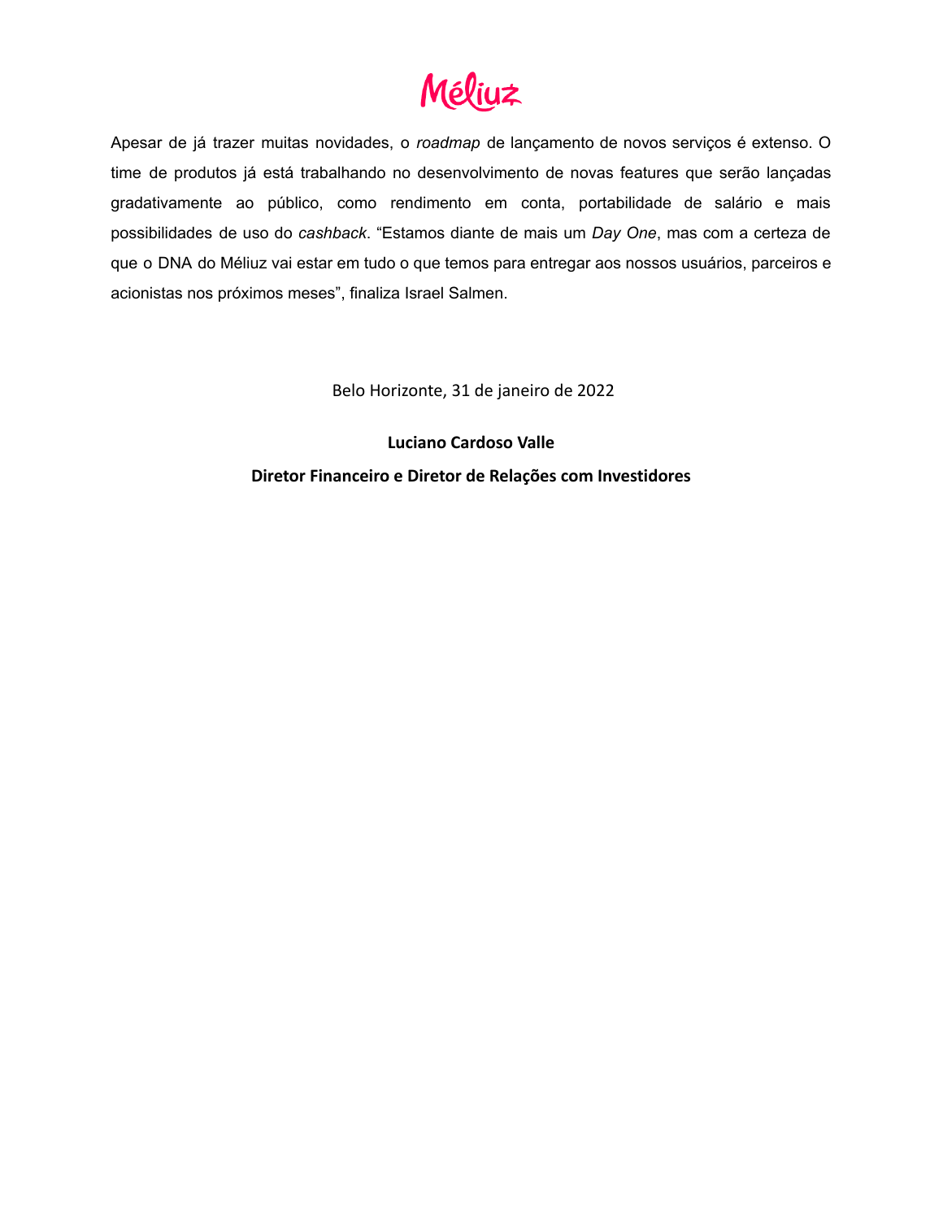Apesar de já trazer muitas novidades, o *roadmap* de lançamento de novos serviços é extenso. O time de produtos já está trabalhando no desenvolvimento de novas features que serão lançadas gradativamente ao público, como rendimento em conta, portabilidade de salário e mais possibilidades de uso do *cashback*. "Estamos diante de mais um *Day One*, mas com a certeza de que o DNA do Méliuz vai estar em tudo o que temos para entregar aos nossos usuários, parceiros e acionistas nos próximos meses", finaliza Israel Salmen.

Belo Horizonte, 31 de janeiro de 2022

**Luciano Cardoso Valle**

**Diretor Financeiro e Diretor de Relações com Investidores**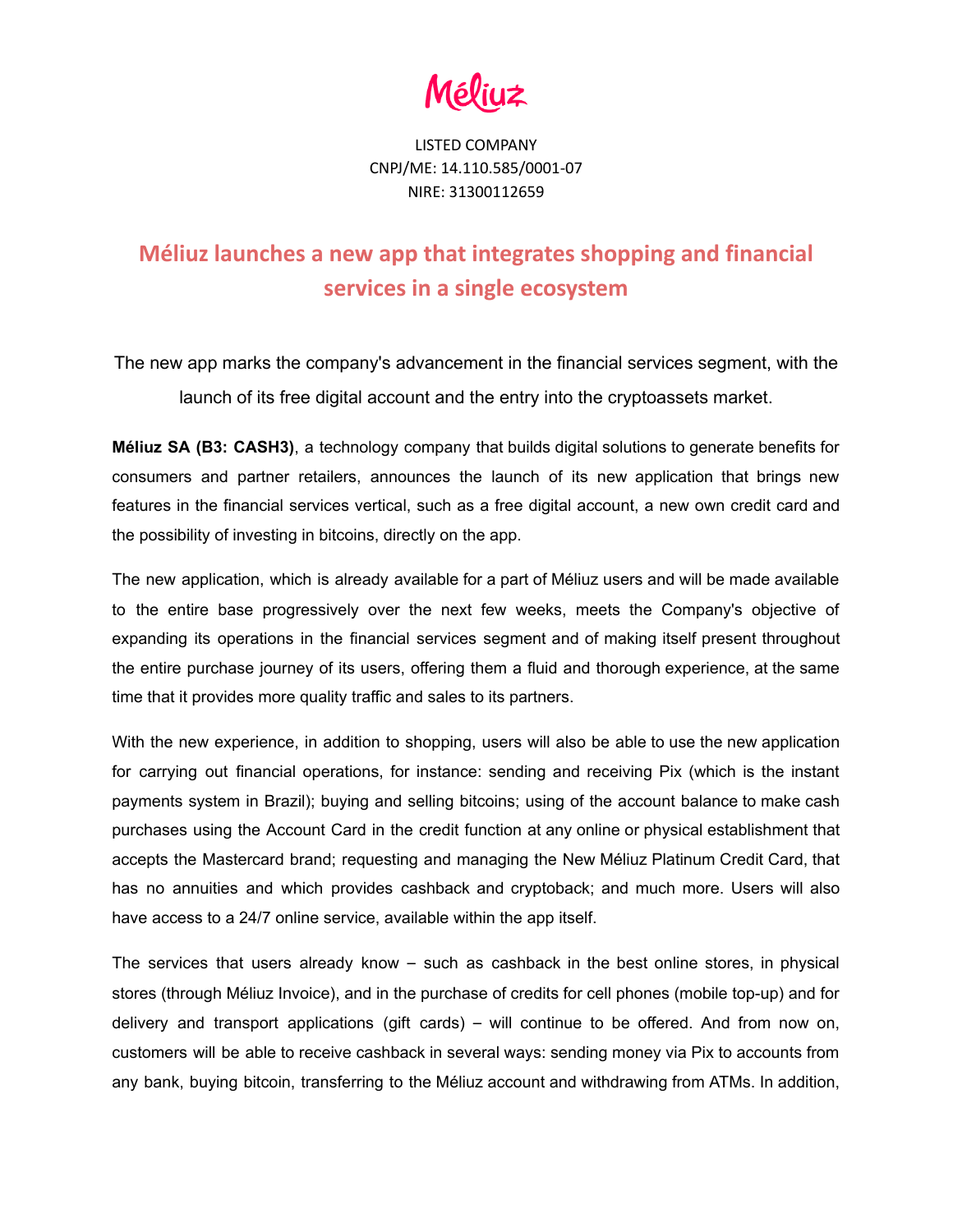Méliuz

LISTED COMPANY
CNPJ/ME: 14.110.585/0001-07
NIRE: 31300112659

# Méliuz launches a new app that integrates shopping and financial services in a single ecosystem

The new app marks the company's advancement in the financial services segment, with the launch of its free digital account and the entry into the cryptoassets market.

**Méliuz SA (B3: CASH3)**, a technology company that builds digital solutions to generate benefits for consumers and partner retailers, announces the launch of its new application that brings new features in the financial services vertical, such as a free digital account, a new own credit card and the possibility of investing in bitcoins, directly on the app.

The new application, which is already available for a part of Méliuz users and will be made available to the entire base progressively over the next few weeks, meets the Company's objective of expanding its operations in the financial services segment and of making itself present throughout the entire purchase journey of its users, offering them a fluid and thorough experience, at the same time that it provides more quality traffic and sales to its partners.

With the new experience, in addition to shopping, users will also be able to use the new application for carrying out financial operations, for instance: sending and receiving Pix (which is the instant payments system in Brazil); buying and selling bitcoins; using of the account balance to make cash purchases using the Account Card in the credit function at any online or physical establishment that accepts the Mastercard brand; requesting and managing the New Méliuz Platinum Credit Card, that has no annuities and which provides cashback and cryptoback; and much more. Users will also have access to a 24/7 online service, available within the app itself.

The services that users already know – such as cashback in the best online stores, in physical stores (through Méliuz Invoice), and in the purchase of credits for cell phones (mobile top-up) and for delivery and transport applications (gift cards) – will continue to be offered. And from now on, customers will be able to receive cashback in several ways: sending money via Pix to accounts from any bank, buying bitcoin, transferring to the Méliuz account and withdrawing from ATMs. In addition,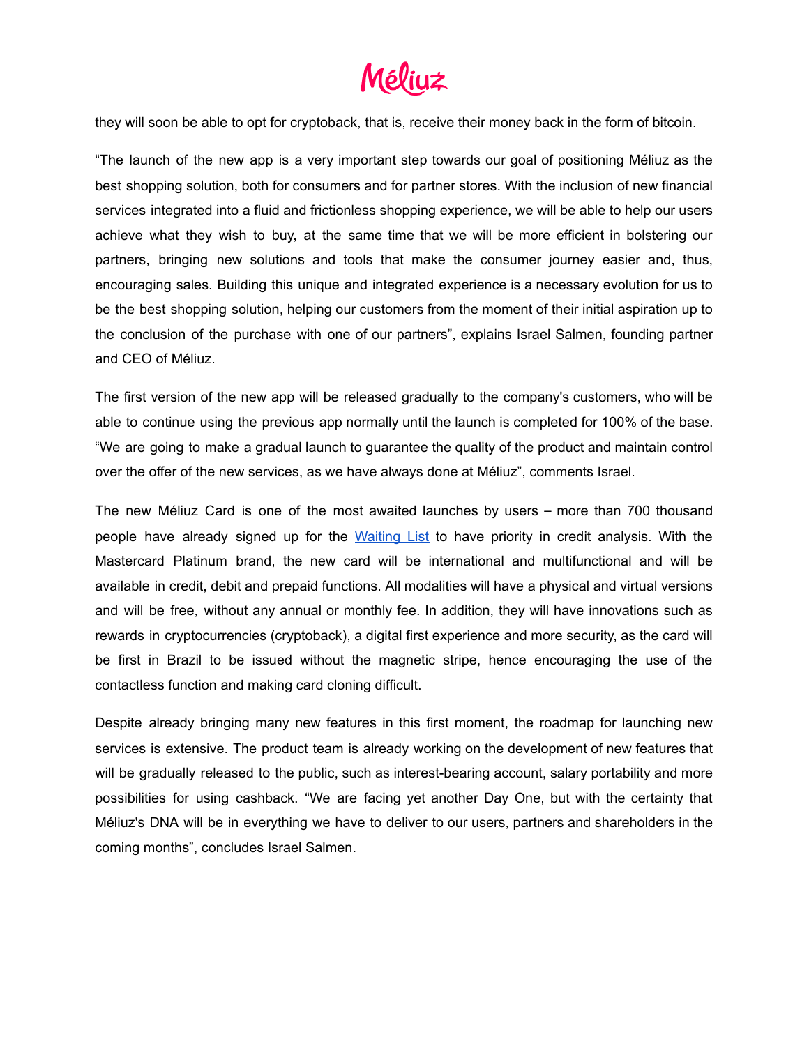they will soon be able to opt for cryptoback, that is, receive their money back in the form of bitcoin.

“The launch of the new app is a very important step towards our goal of positioning Méliuz as the best shopping solution, both for consumers and for partner stores. With the inclusion of new financial services integrated into a fluid and frictionless shopping experience, we will be able to help our users achieve what they wish to buy, at the same time that we will be more efficient in bolstering our partners, bringing new solutions and tools that make the consumer journey easier and, thus, encouraging sales. Building this unique and integrated experience is a necessary evolution for us to be the best shopping solution, helping our customers from the moment of their initial aspiration up to the conclusion of the purchase with one of our partners”, explains Israel Salmen, founding partner and CEO of Méliuz.

The first version of the new app will be released gradually to the company's customers, who will be able to continue using the previous app normally until the launch is completed for 100% of the base. “We are going to make a gradual launch to guarantee the quality of the product and maintain control over the offer of the new services, as we have always done at Méliuz”, comments Israel.

The new Méliuz Card is one of the most awaited launches by users – more than 700 thousand people have already signed up for the Waiting List to have priority in credit analysis. With the Mastercard Platinum brand, the new card will be international and multifunctional and will be available in credit, debit and prepaid functions. All modalities will have a physical and virtual versions and will be free, without any annual or monthly fee. In addition, they will have innovations such as rewards in cryptocurrencies (cryptoback), a digital first experience and more security, as the card will be first in Brazil to be issued without the magnetic stripe, hence encouraging the use of the contactless function and making card cloning difficult.

Despite already bringing many new features in this first moment, the roadmap for launching new services is extensive. The product team is already working on the development of new features that will be gradually released to the public, such as interest-bearing account, salary portability and more possibilities for using cashback. “We are facing yet another Day One, but with the certainty that Méliuz's DNA will be in everything we have to deliver to our users, partners and shareholders in the coming months”, concludes Israel Salmen.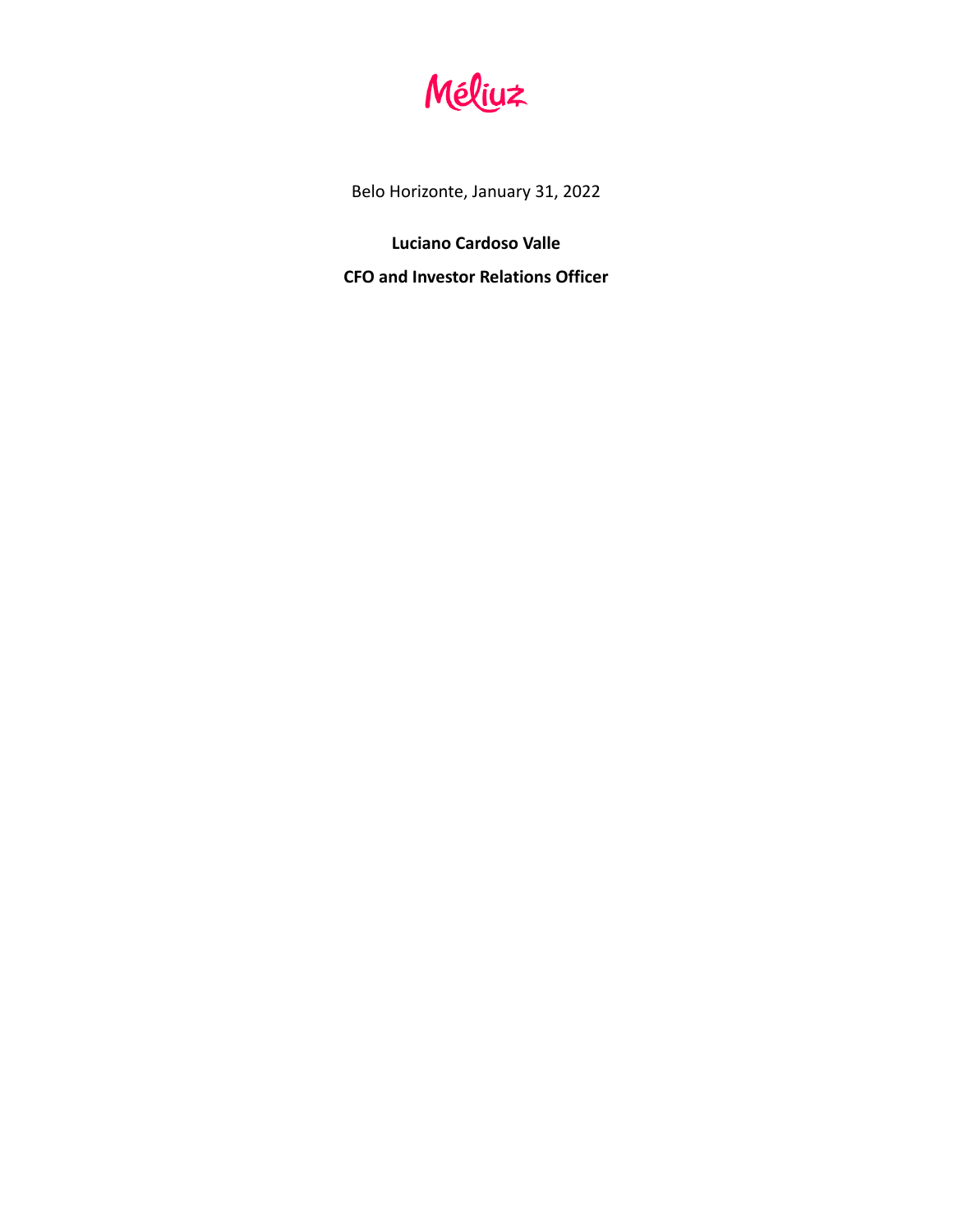Méliuz

Belo Horizonte, January 31, 2022

**Luciano Cardoso Valle**

**CFO and Investor Relations Officer**